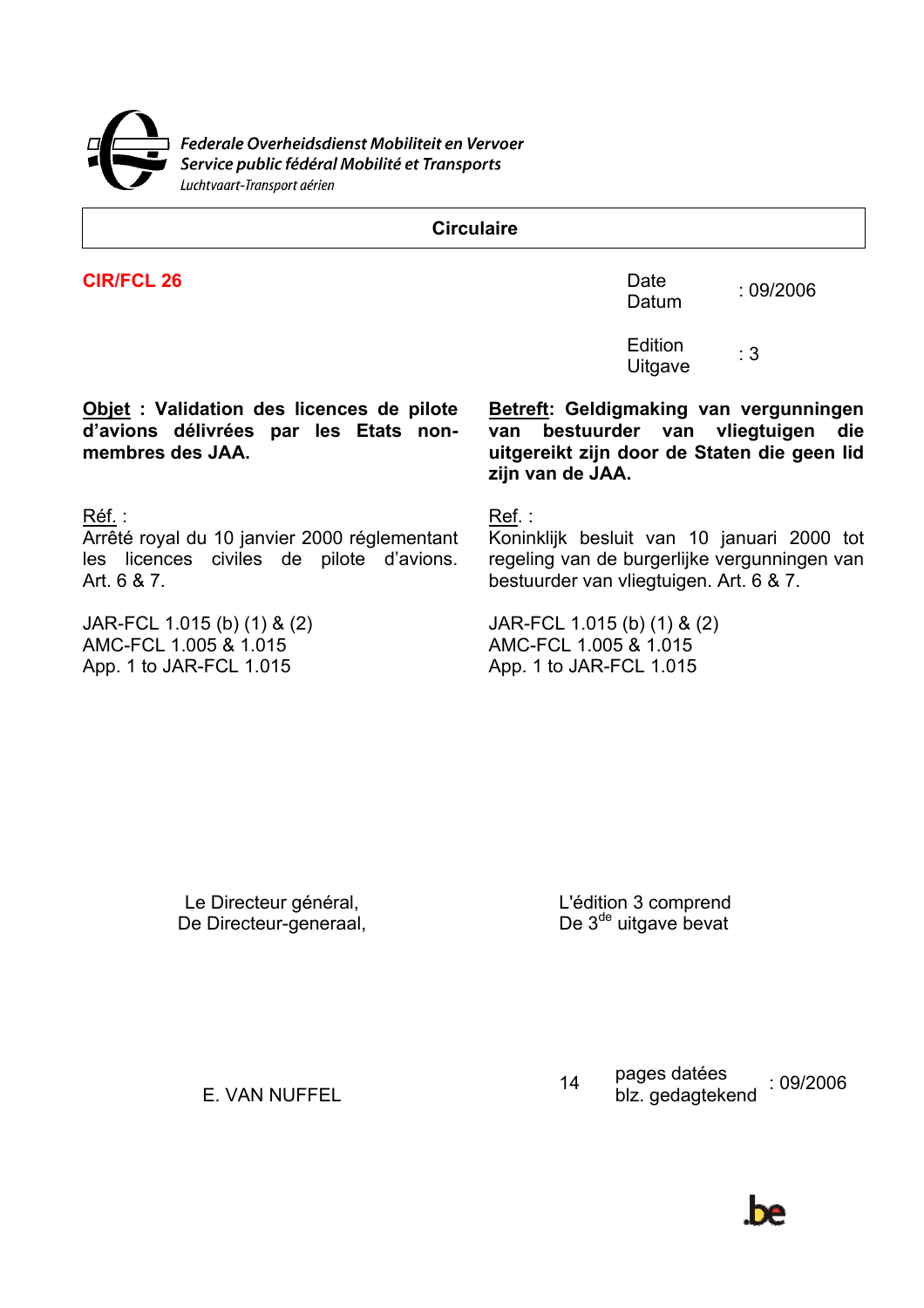Federale Overheidsdienst Mobiliteit en Vervoer
Service public fédéral Mobilité et Transports
Luchtvaart-Transport aérien

**Circulaire**

**CIR/FCL 26**

Date / Datum : 09/2006

Edition / Uitgave : 3

**Objet : Validation des licences de pilote d'avions délivrées par les Etats non-membres des JAA.**

**Betreft: Geldigmaking van vergunningen van bestuurder van vliegtuigen die uitgereikt zijn door de Staten die geen lid zijn van de JAA.**

Réf. :
Arrêté royal du 10 janvier 2000 réglementant les licences civiles de pilote d'avions. Art. 6 & 7.

JAR-FCL 1.015 (b) (1) & (2)
AMC-FCL 1.005 & 1.015
App. 1 to JAR-FCL 1.015

Ref. :
Koninklijk besluit van 10 januari 2000 tot regeling van de burgerlijke vergunningen van bestuurder van vliegtuigen. Art. 6 & 7.

JAR-FCL 1.015 (b) (1) & (2)
AMC-FCL 1.005 & 1.015
App. 1 to JAR-FCL 1.015

Le Directeur général,
De Directeur-generaal,

E. VAN NUFFEL

L'édition 3 comprend
De 3[de] uitgave bevat

14 pages datées / blz. gedagtekend : 09/2006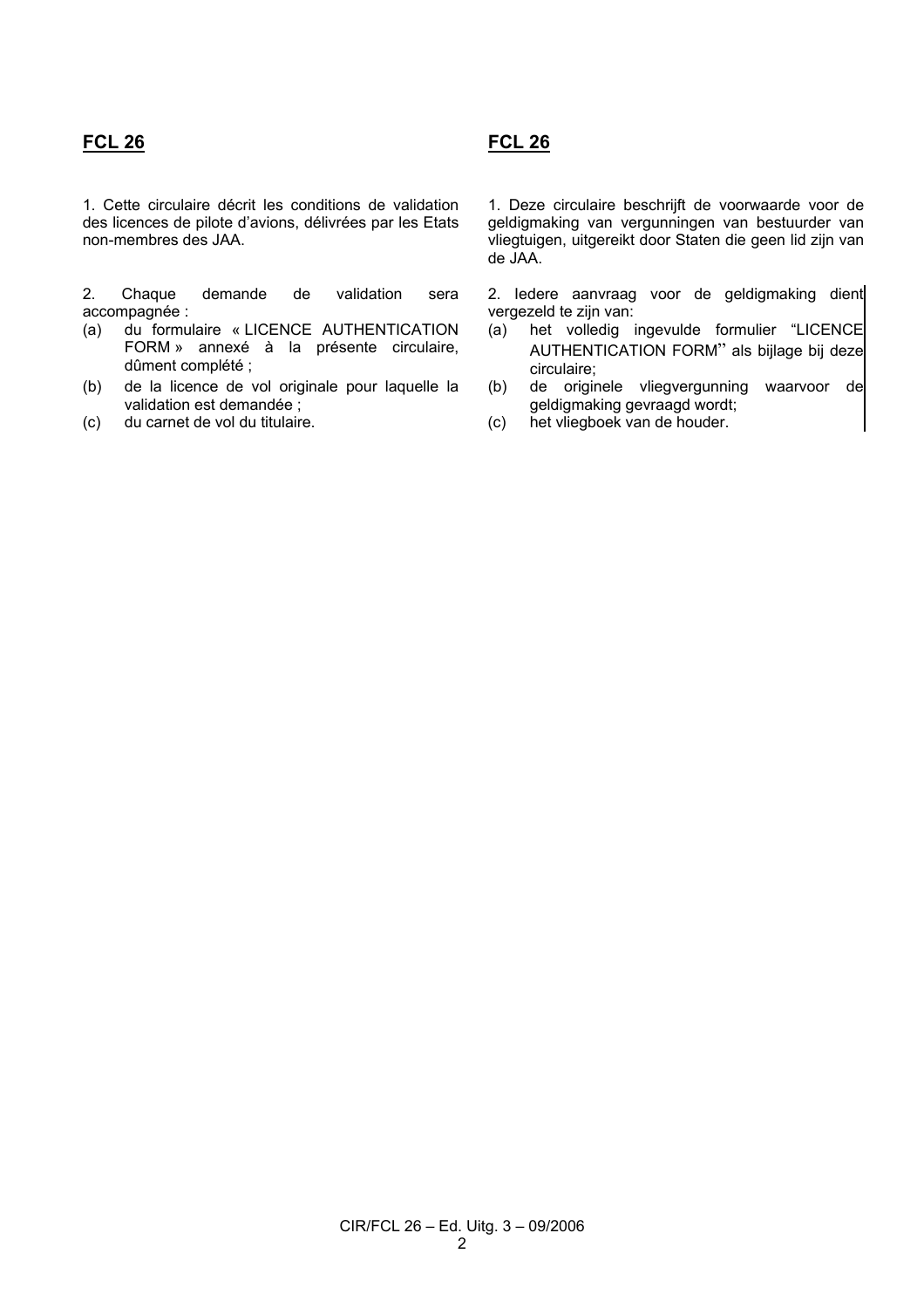## FCL 26

1. Cette circulaire décrit les conditions de validation des licences de pilote d'avions, délivrées par les Etats non-membres des JAA.

2. Chaque demande de validation sera accompagnée :

(a) du formulaire « LICENCE AUTHENTICATION FORM » annexé à la présente circulaire, dûment complété ;

(b) de la licence de vol originale pour laquelle la validation est demandée ;

(c) du carnet de vol du titulaire.

## FCL 26

1. Deze circulaire beschrijft de voorwaarde voor de geldigmaking van vergunningen van bestuurder van vliegtuigen, uitgereikt door Staten die geen lid zijn van de JAA.

2. Iedere aanvraag voor de geldigmaking dient vergezeld te zijn van:

(a) het volledig ingevulde formulier "LICENCE AUTHENTICATION FORM" als bijlage bij deze circulaire;

(b) de originele vliegvergunning waarvoor de geldigmaking gevraagd wordt;

(c) het vliegboek van de houder.

CIR/FCL 26 – Ed. Uitg. 3 – 09/2006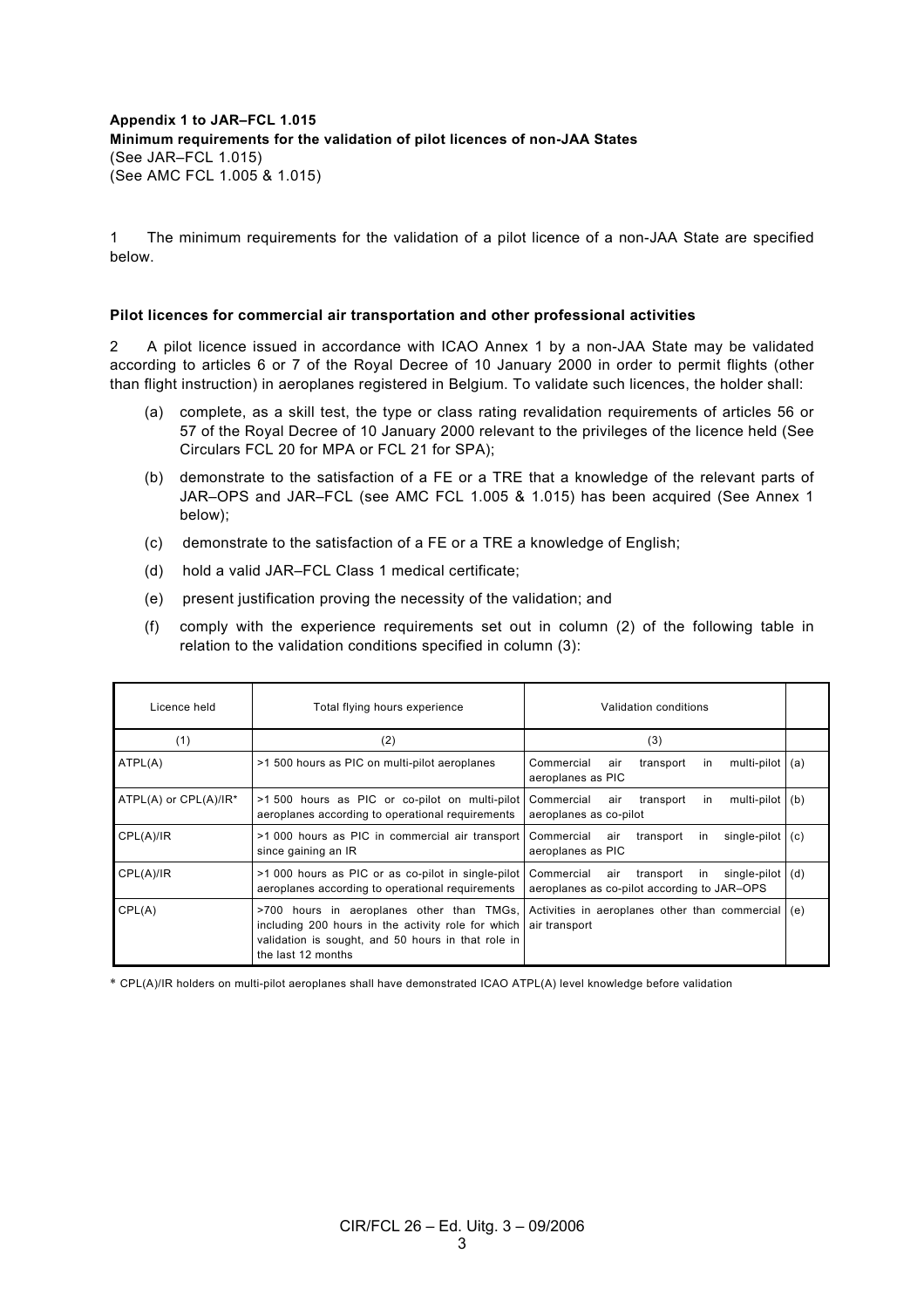**Appendix 1 to JAR–FCL 1.015**
**Minimum requirements for the validation of pilot licences of non-JAA States**
(See JAR–FCL 1.015)
(See AMC FCL 1.005 & 1.015)

1 The minimum requirements for the validation of a pilot licence of a non-JAA State are specified below.

**Pilot licences for commercial air transportation and other professional activities**

2 A pilot licence issued in accordance with ICAO Annex 1 by a non-JAA State may be validated according to articles 6 or 7 of the Royal Decree of 10 January 2000 in order to permit flights (other than flight instruction) in aeroplanes registered in Belgium. To validate such licences, the holder shall:

(a) complete, as a skill test, the type or class rating revalidation requirements of articles 56 or 57 of the Royal Decree of 10 January 2000 relevant to the privileges of the licence held (See Circulars FCL 20 for MPA or FCL 21 for SPA);

(b) demonstrate to the satisfaction of a FE or a TRE that a knowledge of the relevant parts of JAR–OPS and JAR–FCL (see AMC FCL 1.005 & 1.015) has been acquired (See Annex 1 below);

(c) demonstrate to the satisfaction of a FE or a TRE a knowledge of English;

(d) hold a valid JAR–FCL Class 1 medical certificate;

(e) present justification proving the necessity of the validation; and

(f) comply with the experience requirements set out in column (2) of the following table in relation to the validation conditions specified in column (3):

| Licence held | Total flying hours experience | Validation conditions | |
|---|---|---|---|
| (1) | (2) | (3) | |
| ATPL(A) | >1 500 hours as PIC on multi-pilot aeroplanes | Commercial air transport in multi-pilot aeroplanes as PIC | (a) |
| ATPL(A) or CPL(A)/IR* | >1 500 hours as PIC or co-pilot on multi-pilot aeroplanes according to operational requirements | Commercial air transport in multi-pilot aeroplanes as co-pilot | (b) |
| CPL(A)/IR | >1 000 hours as PIC in commercial air transport since gaining an IR | Commercial air transport in single-pilot aeroplanes as PIC | (c) |
| CPL(A)/IR | >1 000 hours as PIC or as co-pilot in single-pilot aeroplanes according to operational requirements | Commercial air transport in single-pilot aeroplanes as co-pilot according to JAR–OPS | (d) |
| CPL(A) | >700 hours in aeroplanes other than TMGs, including 200 hours in the activity role for which validation is sought, and 50 hours in that role in the last 12 months | Activities in aeroplanes other than commercial air transport | (e) |

* CPL(A)/IR holders on multi-pilot aeroplanes shall have demonstrated ICAO ATPL(A) level knowledge before validation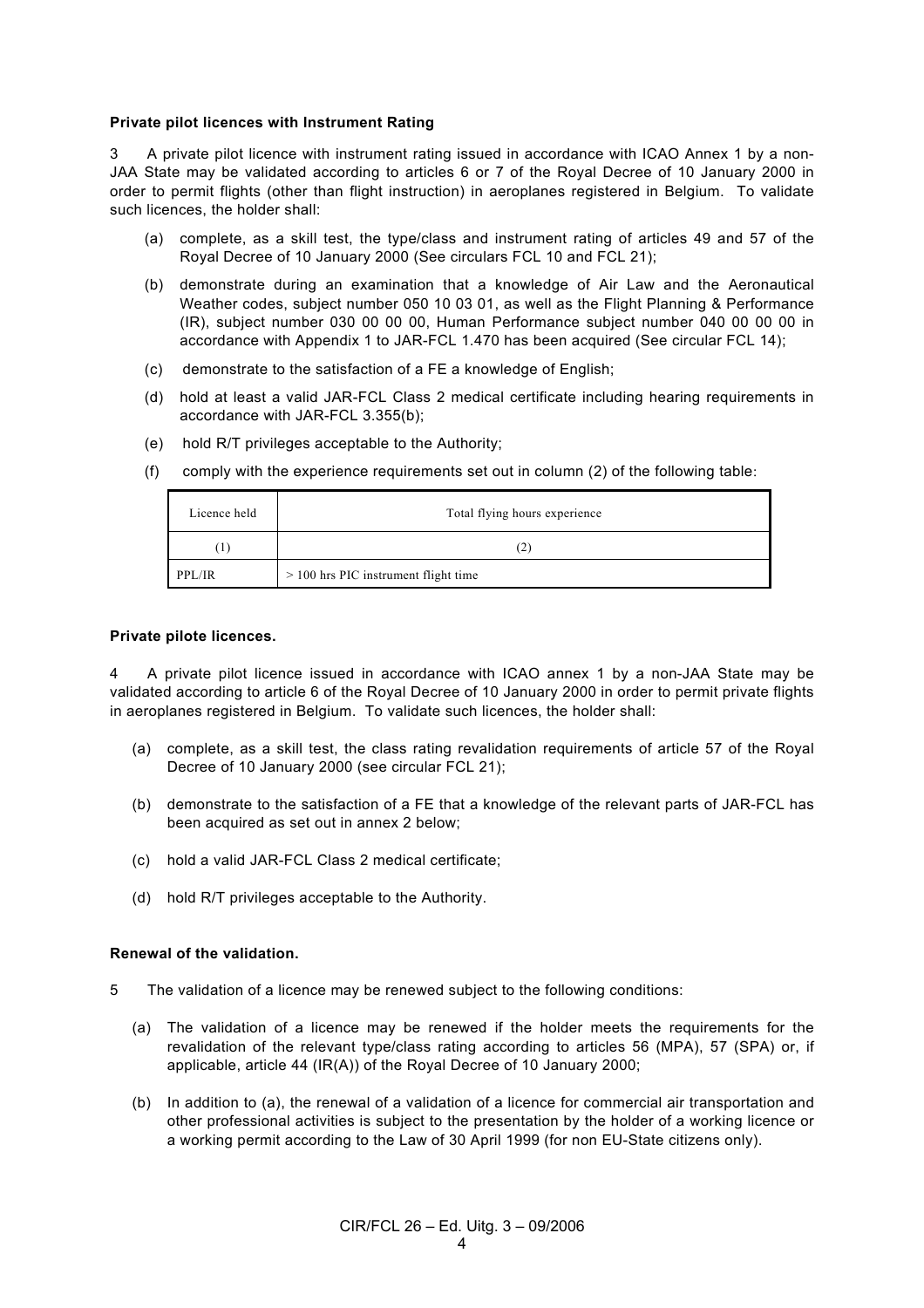**Private pilot licences with Instrument Rating**

3 A private pilot licence with instrument rating issued in accordance with ICAO Annex 1 by a non-JAA State may be validated according to articles 6 or 7 of the Royal Decree of 10 January 2000 in order to permit flights (other than flight instruction) in aeroplanes registered in Belgium. To validate such licences, the holder shall:

(a) complete, as a skill test, the type/class and instrument rating of articles 49 and 57 of the Royal Decree of 10 January 2000 (See circulars FCL 10 and FCL 21);

(b) demonstrate during an examination that a knowledge of Air Law and the Aeronautical Weather codes, subject number 050 10 03 01, as well as the Flight Planning & Performance (IR), subject number 030 00 00 00, Human Performance subject number 040 00 00 00 in accordance with Appendix 1 to JAR-FCL 1.470 has been acquired (See circular FCL 14);

(c) demonstrate to the satisfaction of a FE a knowledge of English;

(d) hold at least a valid JAR-FCL Class 2 medical certificate including hearing requirements in accordance with JAR-FCL 3.355(b);

(e) hold R/T privileges acceptable to the Authority;

(f) comply with the experience requirements set out in column (2) of the following table:

| Licence held | Total flying hours experience |
|---|---|
| (1) | (2) |
| PPL/IR | > 100 hrs PIC instrument flight time |

**Private pilote licences.**

4 A private pilot licence issued in accordance with ICAO annex 1 by a non-JAA State may be validated according to article 6 of the Royal Decree of 10 January 2000 in order to permit private flights in aeroplanes registered in Belgium. To validate such licences, the holder shall:

(a) complete, as a skill test, the class rating revalidation requirements of article 57 of the Royal Decree of 10 January 2000 (see circular FCL 21);

(b) demonstrate to the satisfaction of a FE that a knowledge of the relevant parts of JAR-FCL has been acquired as set out in annex 2 below;

(c) hold a valid JAR-FCL Class 2 medical certificate;

(d) hold R/T privileges acceptable to the Authority.

**Renewal of the validation.**

5 The validation of a licence may be renewed subject to the following conditions:

(a) The validation of a licence may be renewed if the holder meets the requirements for the revalidation of the relevant type/class rating according to articles 56 (MPA), 57 (SPA) or, if applicable, article 44 (IR(A)) of the Royal Decree of 10 January 2000;

(b) In addition to (a), the renewal of a validation of a licence for commercial air transportation and other professional activities is subject to the presentation by the holder of a working licence or a working permit according to the Law of 30 April 1999 (for non EU-State citizens only).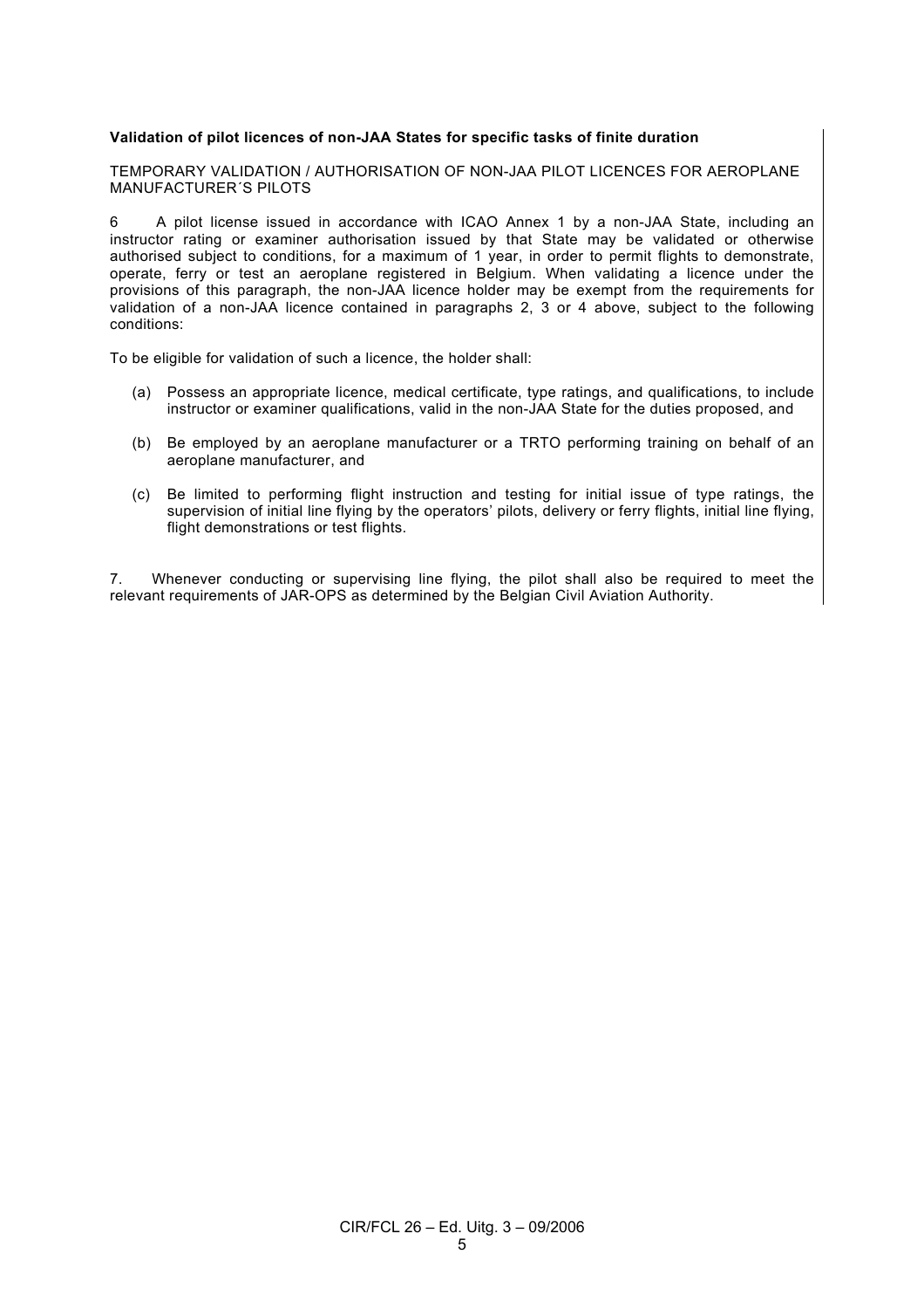**Validation of pilot licences of non-JAA States for specific tasks of finite duration**

TEMPORARY VALIDATION / AUTHORISATION OF NON-JAA PILOT LICENCES FOR AEROPLANE MANUFACTURER´S PILOTS

6 A pilot license issued in accordance with ICAO Annex 1 by a non-JAA State, including an instructor rating or examiner authorisation issued by that State may be validated or otherwise authorised subject to conditions, for a maximum of 1 year, in order to permit flights to demonstrate, operate, ferry or test an aeroplane registered in Belgium. When validating a licence under the provisions of this paragraph, the non-JAA licence holder may be exempt from the requirements for validation of a non-JAA licence contained in paragraphs 2, 3 or 4 above, subject to the following conditions:

To be eligible for validation of such a licence, the holder shall:

(a) Possess an appropriate licence, medical certificate, type ratings, and qualifications, to include instructor or examiner qualifications, valid in the non-JAA State for the duties proposed, and

(b) Be employed by an aeroplane manufacturer or a TRTO performing training on behalf of an aeroplane manufacturer, and

(c) Be limited to performing flight instruction and testing for initial issue of type ratings, the supervision of initial line flying by the operators' pilots, delivery or ferry flights, initial line flying, flight demonstrations or test flights.

7. Whenever conducting or supervising line flying, the pilot shall also be required to meet the relevant requirements of JAR-OPS as determined by the Belgian Civil Aviation Authority.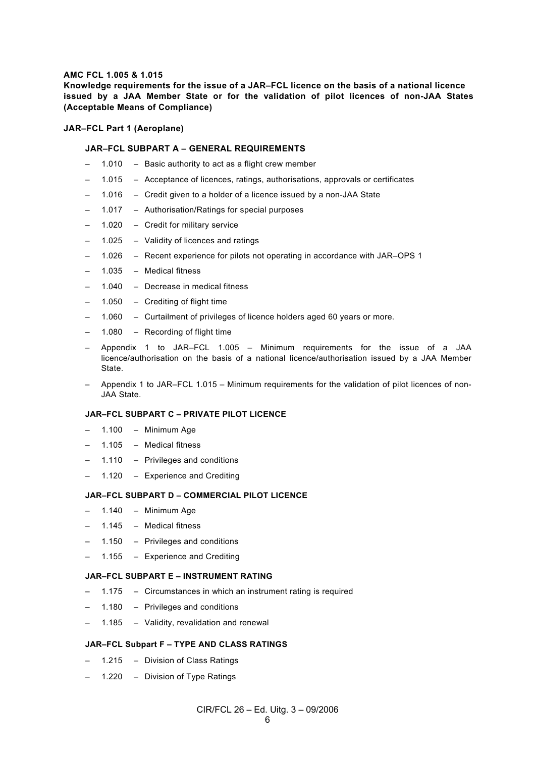**AMC FCL 1.005 & 1.015**

**Knowledge requirements for the issue of a JAR–FCL licence on the basis of a national licence issued by a JAA Member State or for the validation of pilot licences of non-JAA States (Acceptable Means of Compliance)**

**JAR–FCL Part 1 (Aeroplane)**

**JAR–FCL SUBPART A – GENERAL REQUIREMENTS**

- 1.010 – Basic authority to act as a flight crew member
- 1.015 – Acceptance of licences, ratings, authorisations, approvals or certificates
- 1.016 – Credit given to a holder of a licence issued by a non-JAA State
- 1.017 – Authorisation/Ratings for special purposes
- 1.020 – Credit for military service
- 1.025 – Validity of licences and ratings
- 1.026 – Recent experience for pilots not operating in accordance with JAR–OPS 1
- 1.035 – Medical fitness
- 1.040 – Decrease in medical fitness
- 1.050 – Crediting of flight time
- 1.060 – Curtailment of privileges of licence holders aged 60 years or more.
- 1.080 – Recording of flight time
- Appendix 1 to JAR–FCL 1.005 – Minimum requirements for the issue of a JAA licence/authorisation on the basis of a national licence/authorisation issued by a JAA Member State.
- Appendix 1 to JAR–FCL 1.015 – Minimum requirements for the validation of pilot licences of non-JAA State.

**JAR–FCL SUBPART C – PRIVATE PILOT LICENCE**

- 1.100 – Minimum Age
- 1.105 – Medical fitness
- 1.110 – Privileges and conditions
- 1.120 – Experience and Crediting

**JAR–FCL SUBPART D – COMMERCIAL PILOT LICENCE**

- 1.140 – Minimum Age
- 1.145 – Medical fitness
- 1.150 – Privileges and conditions
- 1.155 – Experience and Crediting

**JAR–FCL SUBPART E – INSTRUMENT RATING**

- 1.175 – Circumstances in which an instrument rating is required
- 1.180 – Privileges and conditions
- 1.185 – Validity, revalidation and renewal

**JAR–FCL Subpart F – TYPE AND CLASS RATINGS**

- 1.215 – Division of Class Ratings
- 1.220 – Division of Type Ratings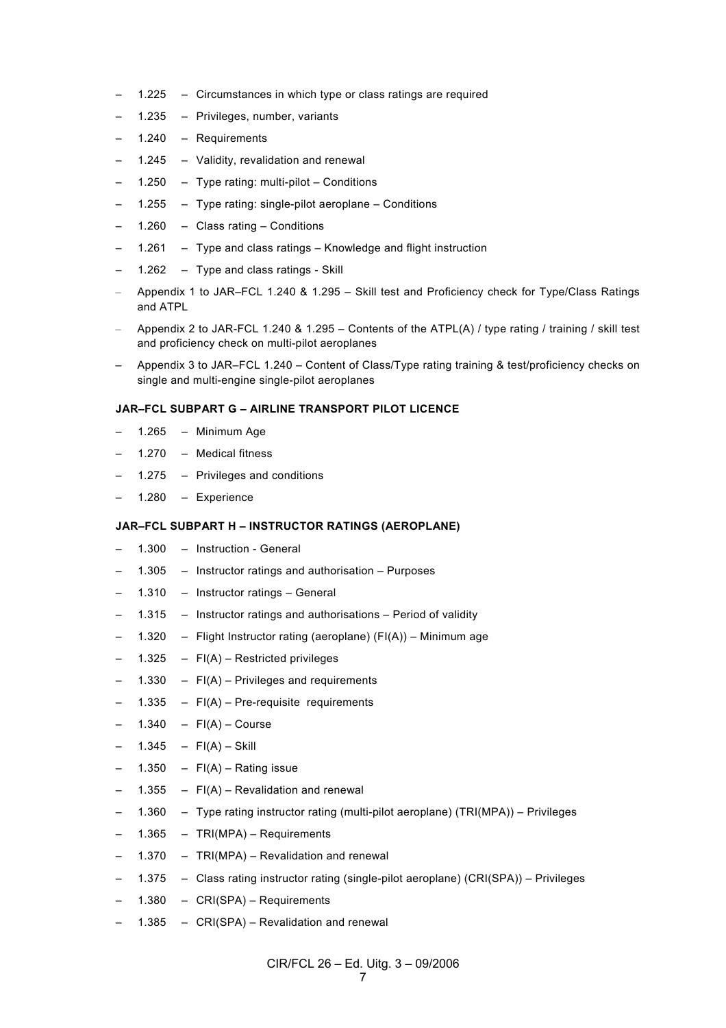- 1.225 – Circumstances in which type or class ratings are required
- 1.235 – Privileges, number, variants
- 1.240 – Requirements
- 1.245 – Validity, revalidation and renewal
- 1.250 – Type rating: multi-pilot – Conditions
- 1.255 – Type rating: single-pilot aeroplane – Conditions
- 1.260 – Class rating – Conditions
- 1.261 – Type and class ratings – Knowledge and flight instruction
- 1.262 – Type and class ratings - Skill
- Appendix 1 to JAR–FCL 1.240 & 1.295 – Skill test and Proficiency check for Type/Class Ratings and ATPL
- Appendix 2 to JAR-FCL 1.240 & 1.295 – Contents of the ATPL(A) / type rating / training / skill test and proficiency check on multi-pilot aeroplanes
- Appendix 3 to JAR–FCL 1.240 – Content of Class/Type rating training & test/proficiency checks on single and multi-engine single-pilot aeroplanes

**JAR–FCL SUBPART G – AIRLINE TRANSPORT PILOT LICENCE**

- 1.265 – Minimum Age
- 1.270 – Medical fitness
- 1.275 – Privileges and conditions
- 1.280 – Experience

**JAR–FCL SUBPART H – INSTRUCTOR RATINGS (AEROPLANE)**

- 1.300 – Instruction - General
- 1.305 – Instructor ratings and authorisation – Purposes
- 1.310 – Instructor ratings – General
- 1.315 – Instructor ratings and authorisations – Period of validity
- 1.320 – Flight Instructor rating (aeroplane) (FI(A)) – Minimum age
- 1.325 – FI(A) – Restricted privileges
- 1.330 – FI(A) – Privileges and requirements
- 1.335 – FI(A) – Pre-requisite requirements
- 1.340 – FI(A) – Course
- 1.345 – FI(A) – Skill
- 1.350 – FI(A) – Rating issue
- 1.355 – FI(A) – Revalidation and renewal
- 1.360 – Type rating instructor rating (multi-pilot aeroplane) (TRI(MPA)) – Privileges
- 1.365 – TRI(MPA) – Requirements
- 1.370 – TRI(MPA) – Revalidation and renewal
- 1.375 – Class rating instructor rating (single-pilot aeroplane) (CRI(SPA)) – Privileges
- 1.380 – CRI(SPA) – Requirements
- 1.385 – CRI(SPA) – Revalidation and renewal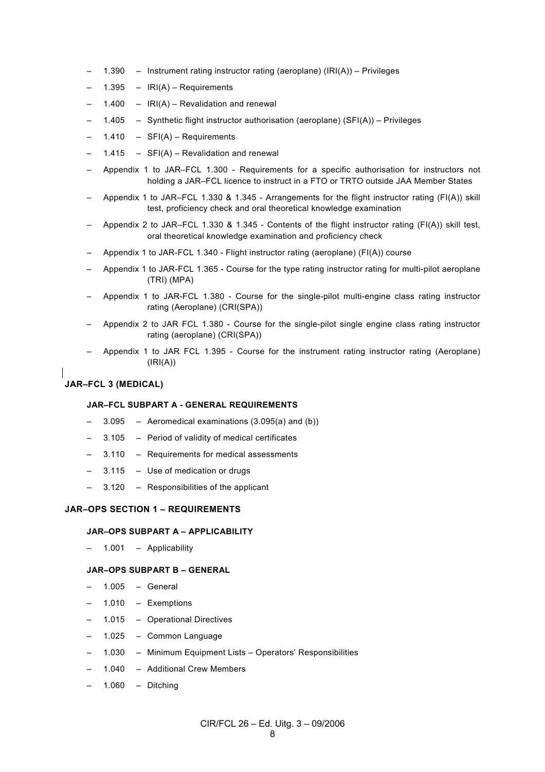- 1.390 – Instrument rating instructor rating (aeroplane) (IRI(A)) – Privileges
- 1.395 – IRI(A) – Requirements
- 1.400 – IRI(A) – Revalidation and renewal
- 1.405 – Synthetic flight instructor authorisation (aeroplane) (SFI(A)) – Privileges
- 1.410 – SFI(A) – Requirements
- 1.415 – SFI(A) – Revalidation and renewal
- Appendix 1 to JAR–FCL 1.300 - Requirements for a specific authorisation for instructors not holding a JAR–FCL licence to instruct in a FTO or TRTO outside JAA Member States
- Appendix 1 to JAR–FCL 1.330 & 1.345 - Arrangements for the flight instructor rating (FI(A)) skill test, proficiency check and oral theoretical knowledge examination
- Appendix 2 to JAR–FCL 1.330 & 1.345 - Contents of the flight instructor rating (FI(A)) skill test, oral theoretical knowledge examination and proficiency check
- Appendix 1 to JAR-FCL 1.340 - Flight instructor rating (aeroplane) (FI(A)) course
- Appendix 1 to JAR-FCL 1.365 - Course for the type rating instructor rating for multi-pilot aeroplane (TRI) (MPA)
- Appendix 1 to JAR-FCL 1.380 - Course for the single-pilot multi-engine class rating instructor rating (Aeroplane) (CRI(SPA))
- Appendix 2 to JAR FCL 1.380 - Course for the single-pilot single engine class rating instructor rating (aeroplane) (CRI(SPA))
- Appendix 1 to JAR FCL 1.395 - Course for the instrument rating instructor rating (Aeroplane) (IRI(A))

### JAR–FCL 3 (MEDICAL)

#### JAR–FCL SUBPART A - GENERAL REQUIREMENTS

- 3.095 – Aeromedical examinations (3.095(a) and (b))
- 3.105 – Period of validity of medical certificates
- 3.110 – Requirements for medical assessments
- 3.115 – Use of medication or drugs
- 3.120 – Responsibilities of the applicant

### JAR–OPS SECTION 1 – REQUIREMENTS

#### JAR–OPS SUBPART A – APPLICABILITY

- 1.001 – Applicability

#### JAR–OPS SUBPART B – GENERAL

- 1.005 – General
- 1.010 – Exemptions
- 1.015 – Operational Directives
- 1.025 – Common Language
- 1.030 – Minimum Equipment Lists – Operators' Responsibilities
- 1.040 – Additional Crew Members
- 1.060 – Ditching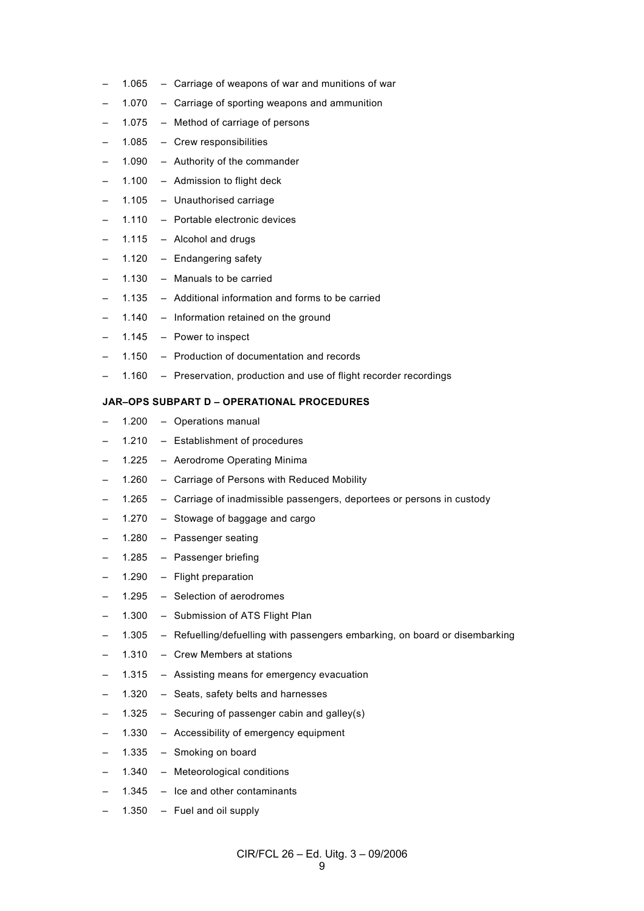- 1.065 – Carriage of weapons of war and munitions of war
- 1.070 – Carriage of sporting weapons and ammunition
- 1.075 – Method of carriage of persons
- 1.085 – Crew responsibilities
- 1.090 – Authority of the commander
- 1.100 – Admission to flight deck
- 1.105 – Unauthorised carriage
- 1.110 – Portable electronic devices
- 1.115 – Alcohol and drugs
- 1.120 – Endangering safety
- 1.130 – Manuals to be carried
- 1.135 – Additional information and forms to be carried
- 1.140 – Information retained on the ground
- 1.145 – Power to inspect
- 1.150 – Production of documentation and records
- 1.160 – Preservation, production and use of flight recorder recordings

**JAR–OPS SUBPART D – OPERATIONAL PROCEDURES**

- 1.200 – Operations manual
- 1.210 – Establishment of procedures
- 1.225 – Aerodrome Operating Minima
- 1.260 – Carriage of Persons with Reduced Mobility
- 1.265 – Carriage of inadmissible passengers, deportees or persons in custody
- 1.270 – Stowage of baggage and cargo
- 1.280 – Passenger seating
- 1.285 – Passenger briefing
- 1.290 – Flight preparation
- 1.295 – Selection of aerodromes
- 1.300 – Submission of ATS Flight Plan
- 1.305 – Refuelling/defuelling with passengers embarking, on board or disembarking
- 1.310 – Crew Members at stations
- 1.315 – Assisting means for emergency evacuation
- 1.320 – Seats, safety belts and harnesses
- 1.325 – Securing of passenger cabin and galley(s)
- 1.330 – Accessibility of emergency equipment
- 1.335 – Smoking on board
- 1.340 – Meteorological conditions
- 1.345 – Ice and other contaminants
- 1.350 – Fuel and oil supply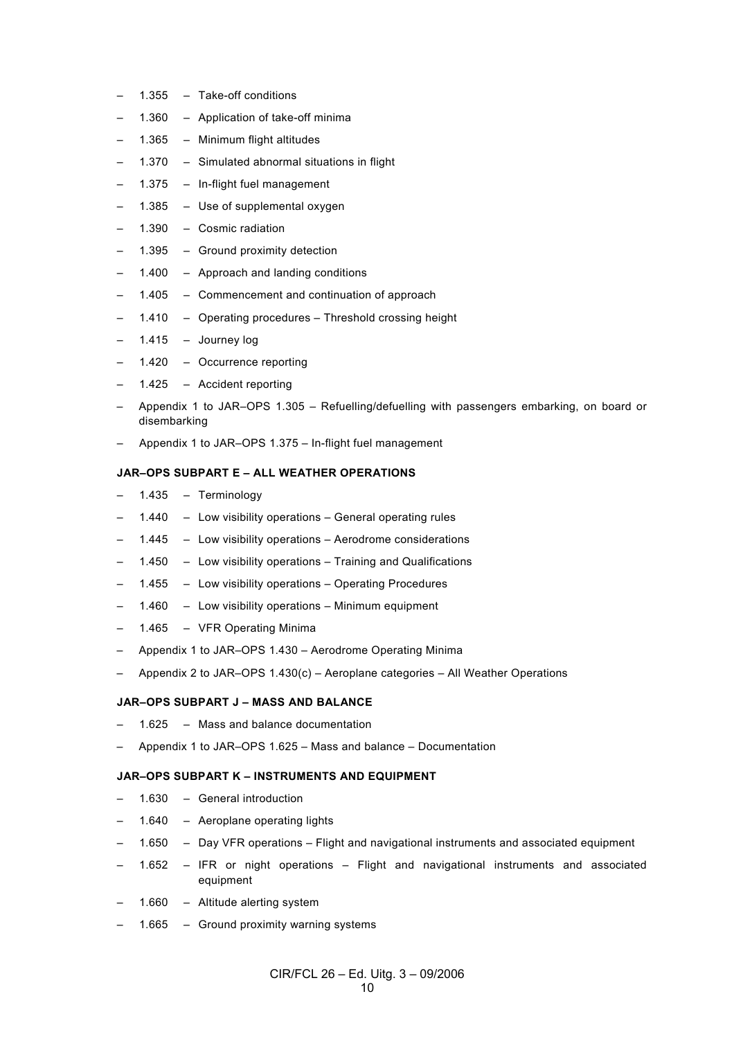- 1.355 – Take-off conditions
- 1.360 – Application of take-off minima
- 1.365 – Minimum flight altitudes
- 1.370 – Simulated abnormal situations in flight
- 1.375 – In-flight fuel management
- 1.385 – Use of supplemental oxygen
- 1.390 – Cosmic radiation
- 1.395 – Ground proximity detection
- 1.400 – Approach and landing conditions
- 1.405 – Commencement and continuation of approach
- 1.410 – Operating procedures – Threshold crossing height
- 1.415 – Journey log
- 1.420 – Occurrence reporting
- 1.425 – Accident reporting
- Appendix 1 to JAR–OPS 1.305 – Refuelling/defuelling with passengers embarking, on board or disembarking
- Appendix 1 to JAR–OPS 1.375 – In-flight fuel management

**JAR–OPS SUBPART E – ALL WEATHER OPERATIONS**

- 1.435 – Terminology
- 1.440 – Low visibility operations – General operating rules
- 1.445 – Low visibility operations – Aerodrome considerations
- 1.450 – Low visibility operations – Training and Qualifications
- 1.455 – Low visibility operations – Operating Procedures
- 1.460 – Low visibility operations – Minimum equipment
- 1.465 – VFR Operating Minima
- Appendix 1 to JAR–OPS 1.430 – Aerodrome Operating Minima
- Appendix 2 to JAR–OPS 1.430(c) – Aeroplane categories – All Weather Operations

**JAR–OPS SUBPART J – MASS AND BALANCE**

- 1.625 – Mass and balance documentation
- Appendix 1 to JAR–OPS 1.625 – Mass and balance – Documentation

**JAR–OPS SUBPART K – INSTRUMENTS AND EQUIPMENT**

- 1.630 – General introduction
- 1.640 – Aeroplane operating lights
- 1.650 – Day VFR operations – Flight and navigational instruments and associated equipment
- 1.652 – IFR or night operations – Flight and navigational instruments and associated equipment
- 1.660 – Altitude alerting system
- 1.665 – Ground proximity warning systems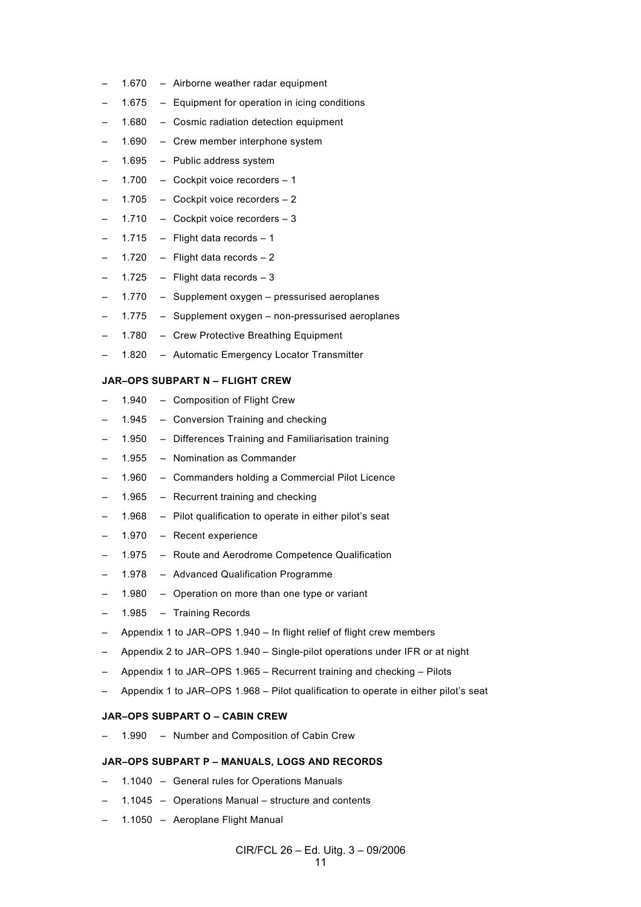- 1.670 – Airborne weather radar equipment
- 1.675 – Equipment for operation in icing conditions
- 1.680 – Cosmic radiation detection equipment
- 1.690 – Crew member interphone system
- 1.695 – Public address system
- 1.700 – Cockpit voice recorders – 1
- 1.705 – Cockpit voice recorders – 2
- 1.710 – Cockpit voice recorders – 3
- 1.715 – Flight data records – 1
- 1.720 – Flight data records – 2
- 1.725 – Flight data records – 3
- 1.770 – Supplement oxygen – pressurised aeroplanes
- 1.775 – Supplement oxygen – non-pressurised aeroplanes
- 1.780 – Crew Protective Breathing Equipment
- 1.820 – Automatic Emergency Locator Transmitter

**JAR–OPS SUBPART N – FLIGHT CREW**

- 1.940 – Composition of Flight Crew
- 1.945 – Conversion Training and checking
- 1.950 – Differences Training and Familiarisation training
- 1.955 – Nomination as Commander
- 1.960 – Commanders holding a Commercial Pilot Licence
- 1.965 – Recurrent training and checking
- 1.968 – Pilot qualification to operate in either pilot's seat
- 1.970 – Recent experience
- 1.975 – Route and Aerodrome Competence Qualification
- 1.978 – Advanced Qualification Programme
- 1.980 – Operation on more than one type or variant
- 1.985 – Training Records
- Appendix 1 to JAR–OPS 1.940 – In flight relief of flight crew members
- Appendix 2 to JAR–OPS 1.940 – Single-pilot operations under IFR or at night
- Appendix 1 to JAR–OPS 1.965 – Recurrent training and checking – Pilots
- Appendix 1 to JAR–OPS 1.968 – Pilot qualification to operate in either pilot's seat

**JAR–OPS SUBPART O – CABIN CREW**

- 1.990 – Number and Composition of Cabin Crew

**JAR–OPS SUBPART P – MANUALS, LOGS AND RECORDS**

- 1.1040 – General rules for Operations Manuals
- 1.1045 – Operations Manual – structure and contents
- 1.1050 – Aeroplane Flight Manual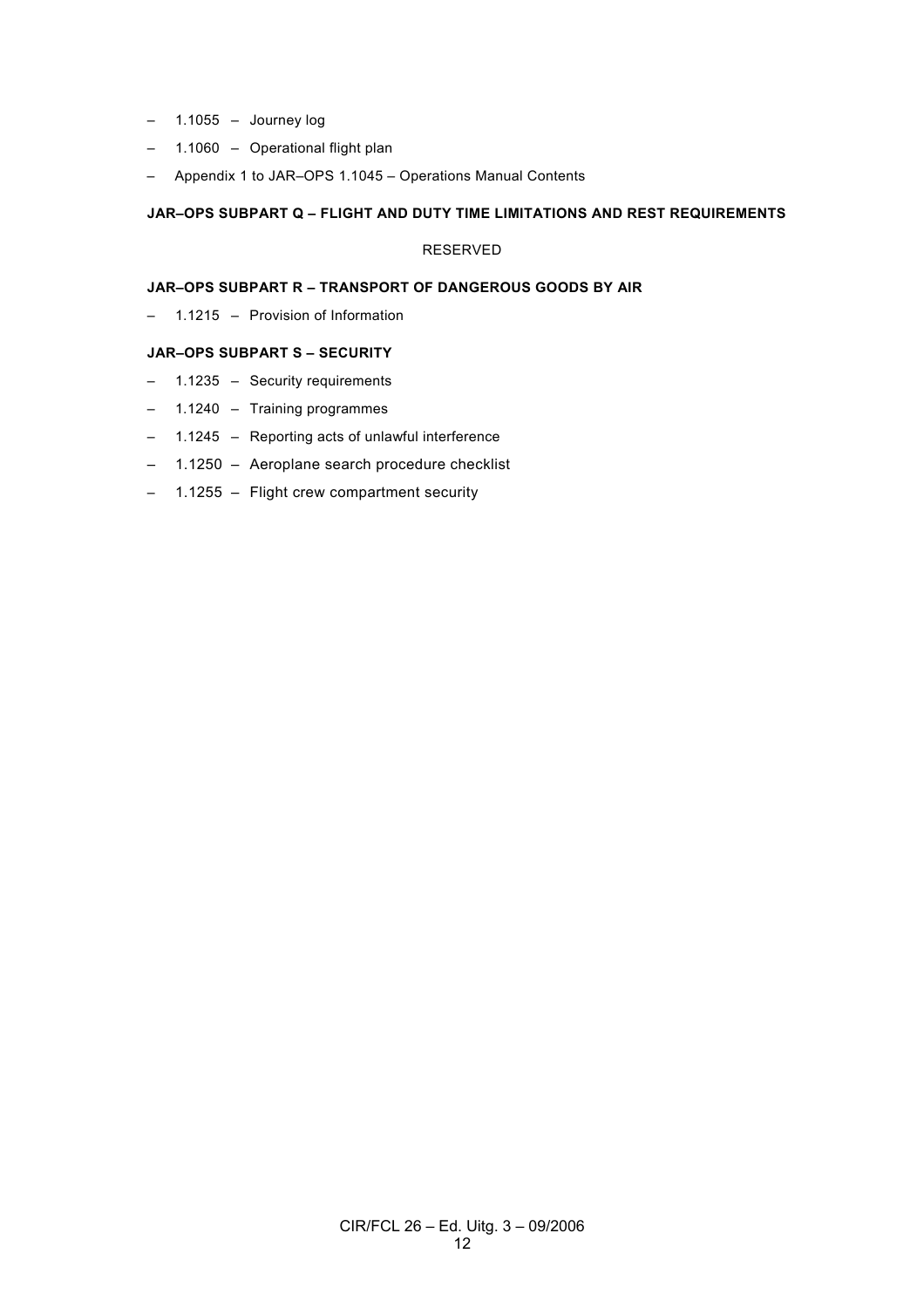- 1.1055 – Journey log
- 1.1060 – Operational flight plan
- Appendix 1 to JAR–OPS 1.1045 – Operations Manual Contents

**JAR–OPS SUBPART Q – FLIGHT AND DUTY TIME LIMITATIONS AND REST REQUIREMENTS**

RESERVED

**JAR–OPS SUBPART R – TRANSPORT OF DANGEROUS GOODS BY AIR**

- 1.1215 – Provision of Information

**JAR–OPS SUBPART S – SECURITY**

- 1.1235 – Security requirements
- 1.1240 – Training programmes
- 1.1245 – Reporting acts of unlawful interference
- 1.1250 – Aeroplane search procedure checklist
- 1.1255 – Flight crew compartment security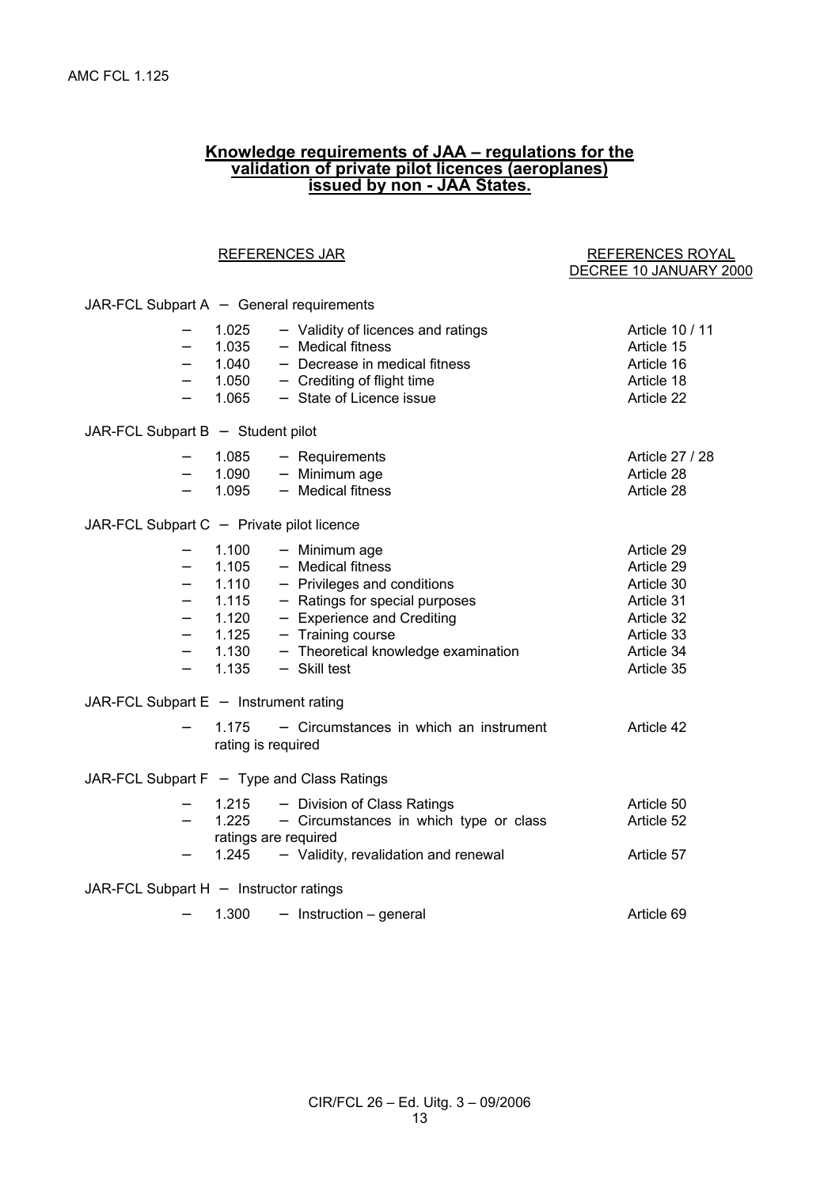AMC FCL 1.125

## Knowledge requirements of JAA – regulations for the validation of private pilot licences (aeroplanes) issued by non - JAA States.

| REFERENCES JAR | | | REFERENCES ROYAL DECREE 10 JANUARY 2000 |
|---|---|---|---|
| **JAR-FCL Subpart A – General requirements** | | | |
| – | 1.025 | – Validity of licences and ratings | Article 10 / 11 |
| – | 1.035 | – Medical fitness | Article 15 |
| – | 1.040 | – Decrease in medical fitness | Article 16 |
| – | 1.050 | – Crediting of flight time | Article 18 |
| – | 1.065 | – State of Licence issue | Article 22 |
| **JAR-FCL Subpart B – Student pilot** | | | |
| – | 1.085 | – Requirements | Article 27 / 28 |
| – | 1.090 | – Minimum age | Article 28 |
| – | 1.095 | – Medical fitness | Article 28 |
| **JAR-FCL Subpart C – Private pilot licence** | | | |
| – | 1.100 | – Minimum age | Article 29 |
| – | 1.105 | – Medical fitness | Article 29 |
| – | 1.110 | – Privileges and conditions | Article 30 |
| – | 1.115 | – Ratings for special purposes | Article 31 |
| – | 1.120 | – Experience and Crediting | Article 32 |
| – | 1.125 | – Training course | Article 33 |
| – | 1.130 | – Theoretical knowledge examination | Article 34 |
| – | 1.135 | – Skill test | Article 35 |
| **JAR-FCL Subpart E – Instrument rating** | | | |
| – | 1.175 | – Circumstances in which an instrument rating is required | Article 42 |
| **JAR-FCL Subpart F – Type and Class Ratings** | | | |
| – | 1.215 | – Division of Class Ratings | Article 50 |
| – | 1.225 | – Circumstances in which type or class ratings are required | Article 52 |
| – | 1.245 | – Validity, revalidation and renewal | Article 57 |
| **JAR-FCL Subpart H – Instructor ratings** | | | |
| – | 1.300 | – Instruction – general | Article 69 |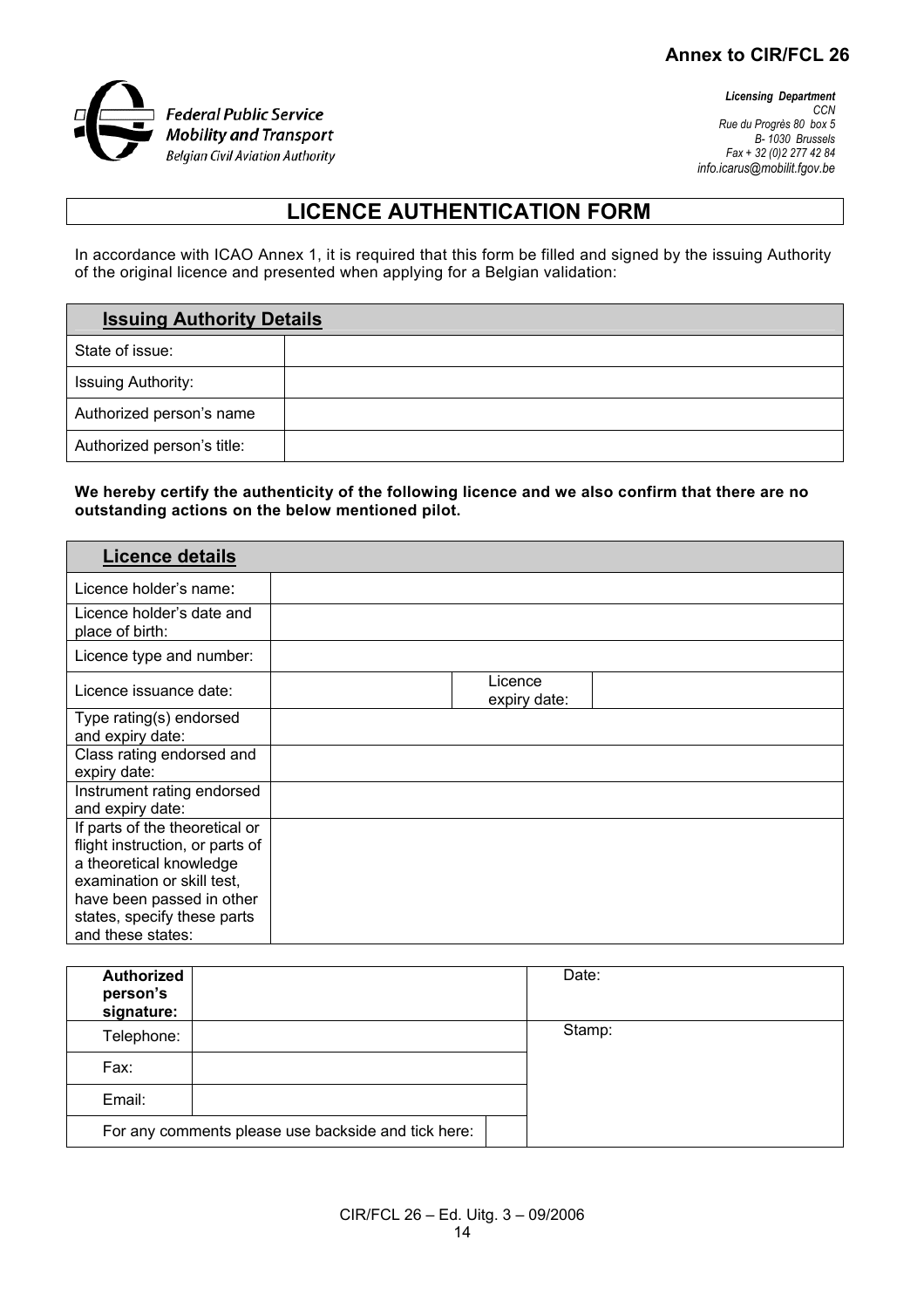**Annex to CIR/FCL 26**

Federal Public Service
Mobility and Transport
Belgian Civil Aviation Authority

***Licensing Department***
*CCN*
*Rue du Progrès 80 box 5*
*B- 1030 Brussels*
*Fax + 32 (0)2 277 42 84*
*info.icarus@mobilit.fgov.be*

# LICENCE AUTHENTICATION FORM

In accordance with ICAO Annex 1, it is required that this form be filled and signed by the issuing Authority of the original licence and presented when applying for a Belgian validation:

| **Issuing Authority Details** | |
|---|---|
| State of issue: | |
| Issuing Authority: | |
| Authorized person's name | |
| Authorized person's title: | |

**We hereby certify the authenticity of the following licence and we also confirm that there are no outstanding actions on the below mentioned pilot.**

| **Licence details** | | | |
|---|---|---|---|
| Licence holder's name: | | | |
| Licence holder's date and place of birth: | | | |
| Licence type and number: | | | |
| Licence issuance date: | | Licence expiry date: | |
| Type rating(s) endorsed and expiry date: | | | |
| Class rating endorsed and expiry date: | | | |
| Instrument rating endorsed and expiry date: | | | |
| If parts of the theoretical or flight instruction, or parts of a theoretical knowledge examination or skill test, have been passed in other states, specify these parts and these states: | | | |

| | | | |
|---|---|---|---|
| **Authorized person's signature:** | | | Date: |
| Telephone: | | | Stamp: |
| Fax: | | | |
| Email: | | | |
| For any comments please use backside and tick here: | | | |

CIR/FCL 26 – Ed. Uitg. 3 – 09/2006